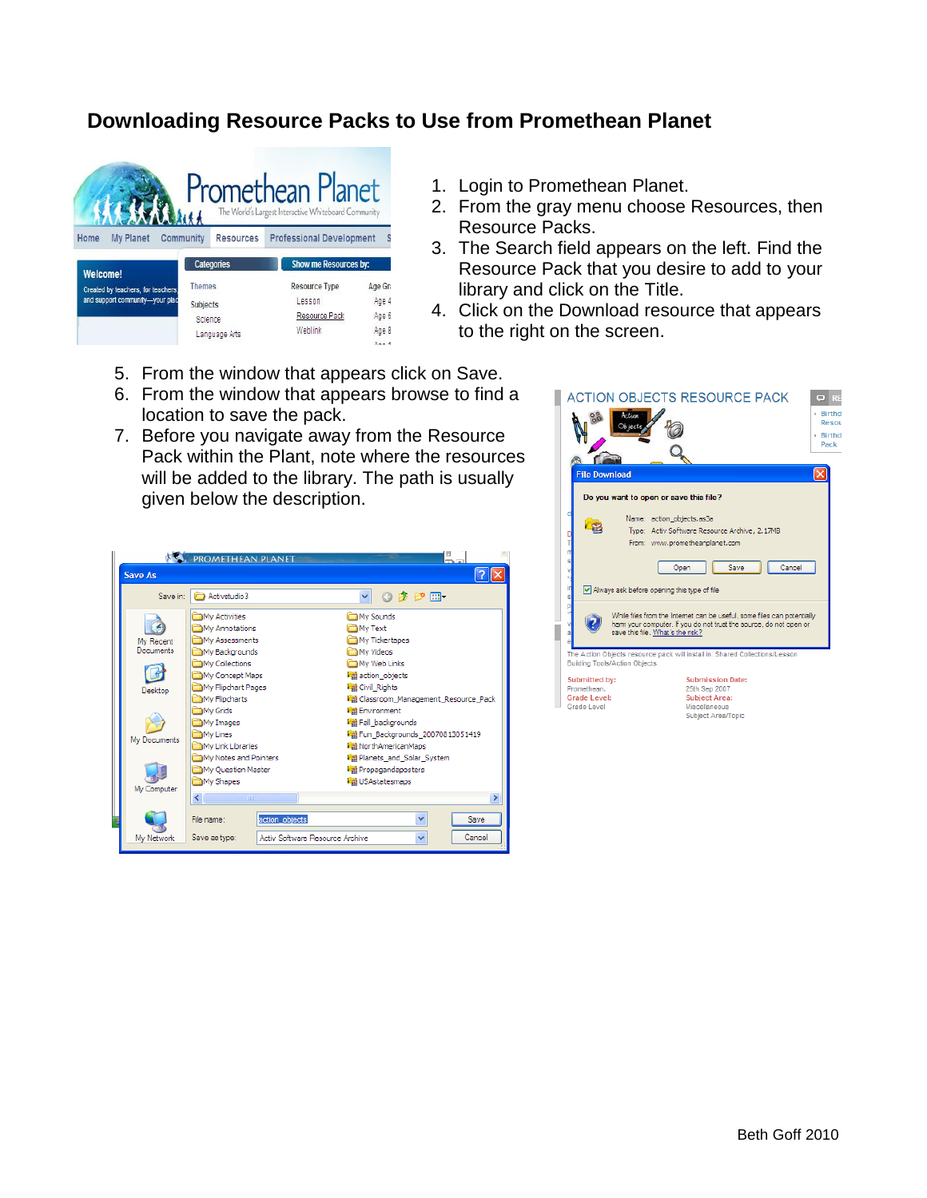# Downloading Resource Packs to Use from Promethean Planet

1. Login to Promethean Planet.
2. From the gray menu choose Resources, then Resource Packs.
3. The Search field appears on the left. Find the Resource Pack that you desire to add to your library and click on the Title.
4. Click on the Download resource that appears to the right on the screen.
5. From the window that appears click on Save.
6. From the window that appears browse to find a location to save the pack.
7. Before you navigate away from the Resource Pack within the Plant, note where the resources will be added to the library. The path is usually given below the description.

Beth Goff 2010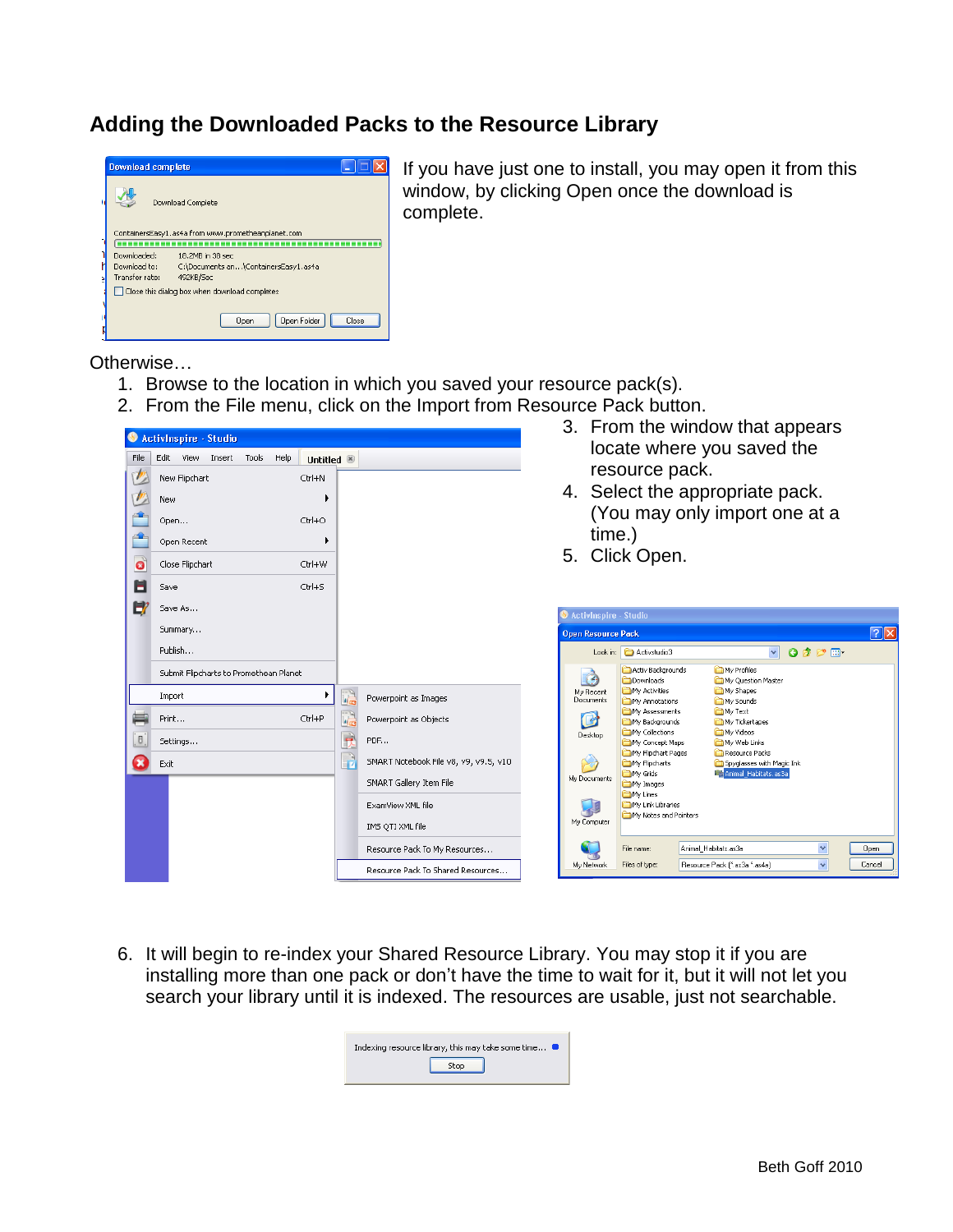## Adding the Downloaded Packs to the Resource Library

If you have just one to install, you may open it from this window, by clicking Open once the download is complete.

Otherwise…

1. Browse to the location in which you saved your resource pack(s).
2. From the File menu, click on the Import from Resource Pack button.
3. From the window that appears locate where you saved the resource pack.
4. Select the appropriate pack. (You may only import one at a time.)
5. Click Open.
6. It will begin to re-index your Shared Resource Library. You may stop it if you are installing more than one pack or don't have the time to wait for it, but it will not let you search your library until it is indexed. The resources are usable, just not searchable.

Beth Goff 2010